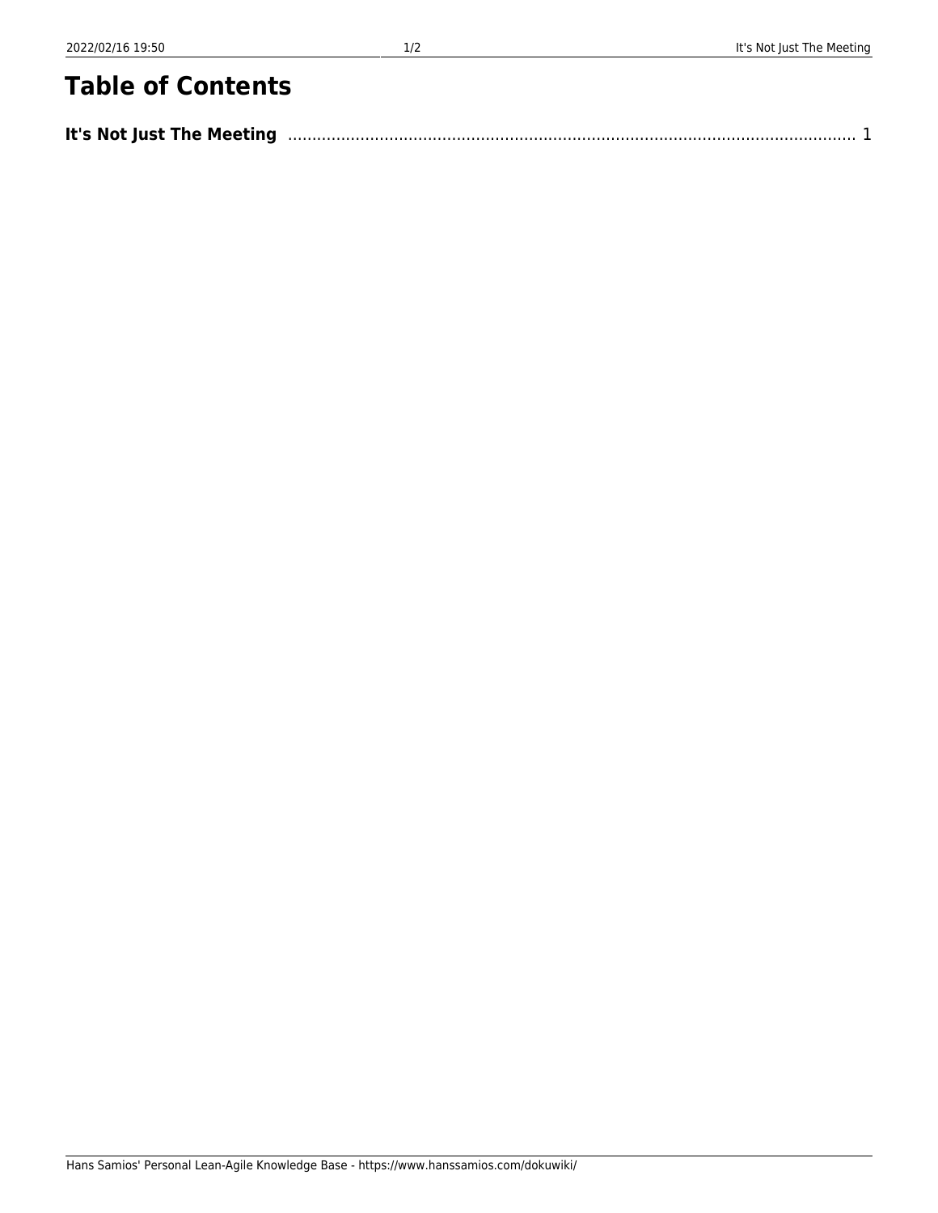# Table of Contents

**It's Not Just The Meeting** .................................................................................................................. 1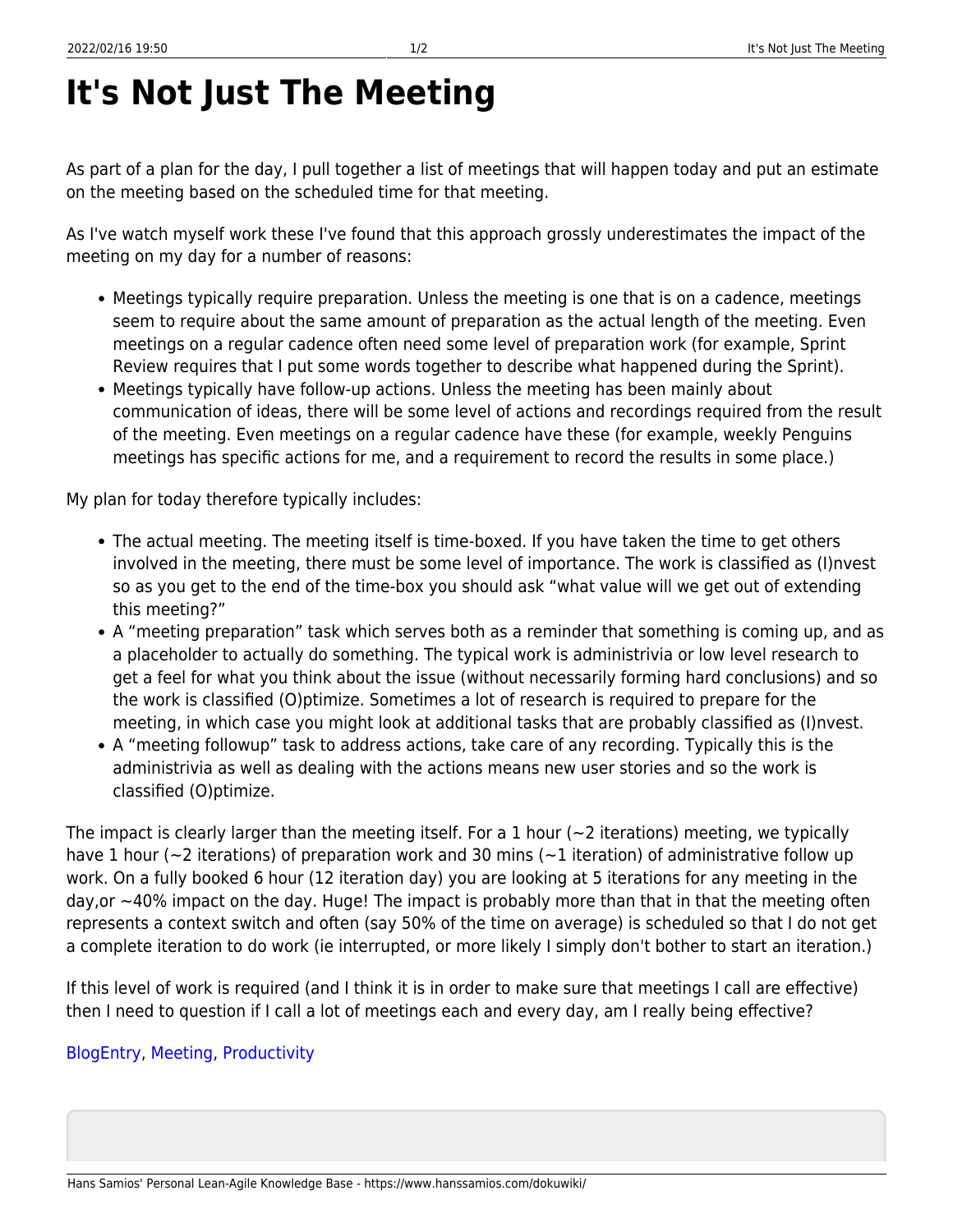# It's Not Just The Meeting

As part of a plan for the day, I pull together a list of meetings that will happen today and put an estimate on the meeting based on the scheduled time for that meeting.

As I've watch myself work these I've found that this approach grossly underestimates the impact of the meeting on my day for a number of reasons:

- Meetings typically require preparation. Unless the meeting is one that is on a cadence, meetings seem to require about the same amount of preparation as the actual length of the meeting. Even meetings on a regular cadence often need some level of preparation work (for example, Sprint Review requires that I put some words together to describe what happened during the Sprint).
- Meetings typically have follow-up actions. Unless the meeting has been mainly about communication of ideas, there will be some level of actions and recordings required from the result of the meeting. Even meetings on a regular cadence have these (for example, weekly Penguins meetings has specific actions for me, and a requirement to record the results in some place.)

My plan for today therefore typically includes:

- The actual meeting. The meeting itself is time-boxed. If you have taken the time to get others involved in the meeting, there must be some level of importance. The work is classified as (I)nvest so as you get to the end of the time-box you should ask “what value will we get out of extending this meeting?”
- A “meeting preparation” task which serves both as a reminder that something is coming up, and as a placeholder to actually do something. The typical work is administrivia or low level research to get a feel for what you think about the issue (without necessarily forming hard conclusions) and so the work is classified (O)ptimize. Sometimes a lot of research is required to prepare for the meeting, in which case you might look at additional tasks that are probably classified as (I)nvest.
- A “meeting followup” task to address actions, take care of any recording. Typically this is the administrivia as well as dealing with the actions means new user stories and so the work is classified (O)ptimize.

The impact is clearly larger than the meeting itself. For a 1 hour (~2 iterations) meeting, we typically have 1 hour (~2 iterations) of preparation work and 30 mins (~1 iteration) of administrative follow up work. On a fully booked 6 hour (12 iteration day) you are looking at 5 iterations for any meeting in the day,or ~40% impact on the day. Huge! The impact is probably more than that in that the meeting often represents a context switch and often (say 50% of the time on average) is scheduled so that I do not get a complete iteration to do work (ie interrupted, or more likely I simply don't bother to start an iteration.)

If this level of work is required (and I think it is in order to make sure that meetings I call are effective) then I need to question if I call a lot of meetings each and every day, am I really being effective?

BlogEntry, Meeting, Productivity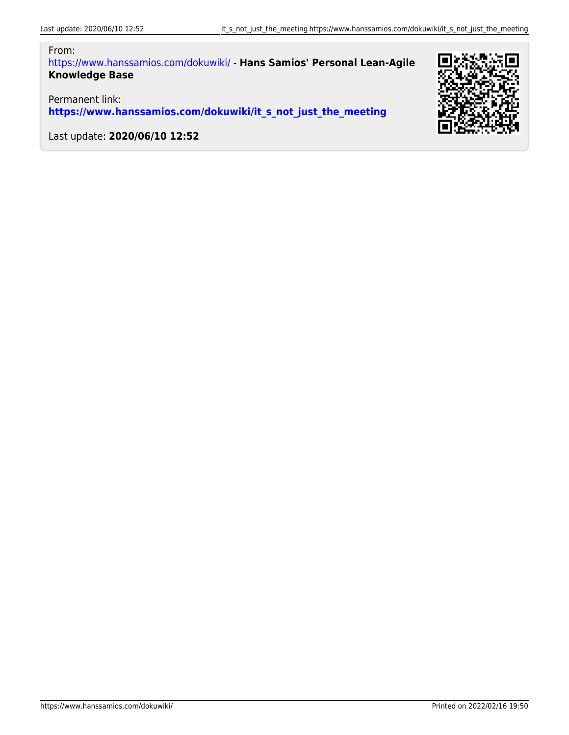From:
https://www.hanssamios.com/dokuwiki/ - **Hans Samios' Personal Lean-Agile Knowledge Base**

Permanent link:
**https://www.hanssamios.com/dokuwiki/it_s_not_just_the_meeting**

Last update: **2020/06/10 12:52**